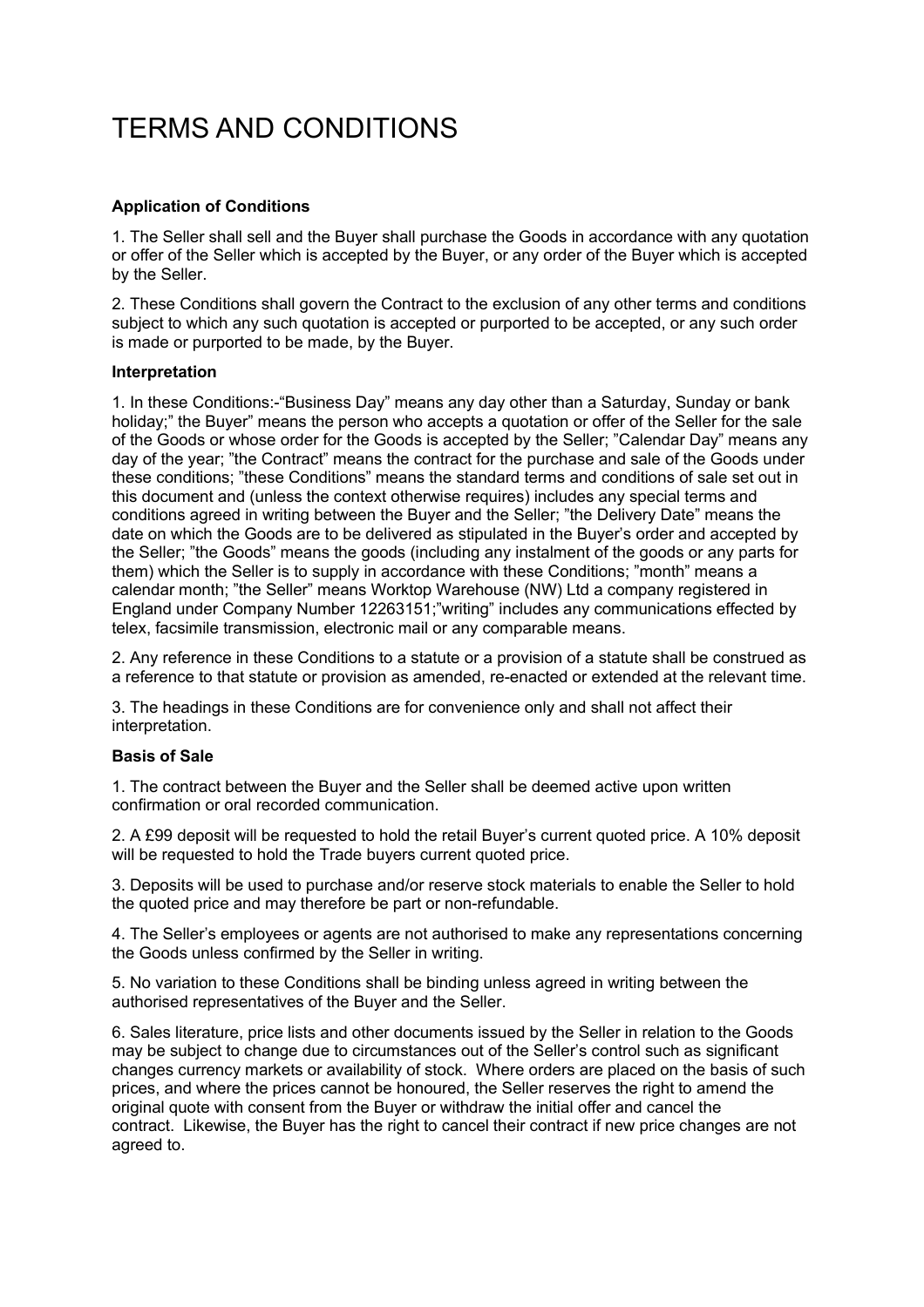# TERMS AND CONDITIONS

**Application of Conditions**

1. The Seller shall sell and the Buyer shall purchase the Goods in accordance with any quotation or offer of the Seller which is accepted by the Buyer, or any order of the Buyer which is accepted by the Seller.

2. These Conditions shall govern the Contract to the exclusion of any other terms and conditions subject to which any such quotation is accepted or purported to be accepted, or any such order is made or purported to be made, by the Buyer.

**Interpretation**

1. In these Conditions:-"Business Day" means any day other than a Saturday, Sunday or bank holiday;" the Buyer" means the person who accepts a quotation or offer of the Seller for the sale of the Goods or whose order for the Goods is accepted by the Seller; "Calendar Day" means any day of the year; "the Contract" means the contract for the purchase and sale of the Goods under these conditions; "these Conditions" means the standard terms and conditions of sale set out in this document and (unless the context otherwise requires) includes any special terms and conditions agreed in writing between the Buyer and the Seller; "the Delivery Date" means the date on which the Goods are to be delivered as stipulated in the Buyer's order and accepted by the Seller; "the Goods" means the goods (including any instalment of the goods or any parts for them) which the Seller is to supply in accordance with these Conditions; "month" means a calendar month; "the Seller" means Worktop Warehouse (NW) Ltd a company registered in England under Company Number 12263151;"writing" includes any communications effected by telex, facsimile transmission, electronic mail or any comparable means.

2. Any reference in these Conditions to a statute or a provision of a statute shall be construed as a reference to that statute or provision as amended, re-enacted or extended at the relevant time.

3. The headings in these Conditions are for convenience only and shall not affect their interpretation.

**Basis of Sale**

1. The contract between the Buyer and the Seller shall be deemed active upon written confirmation or oral recorded communication.

2. A £99 deposit will be requested to hold the retail Buyer's current quoted price. A 10% deposit will be requested to hold the Trade buyers current quoted price.

3. Deposits will be used to purchase and/or reserve stock materials to enable the Seller to hold the quoted price and may therefore be part or non-refundable.

4. The Seller's employees or agents are not authorised to make any representations concerning the Goods unless confirmed by the Seller in writing.

5. No variation to these Conditions shall be binding unless agreed in writing between the authorised representatives of the Buyer and the Seller.

6. Sales literature, price lists and other documents issued by the Seller in relation to the Goods may be subject to change due to circumstances out of the Seller's control such as significant changes currency markets or availability of stock. Where orders are placed on the basis of such prices, and where the prices cannot be honoured, the Seller reserves the right to amend the original quote with consent from the Buyer or withdraw the initial offer and cancel the contract. Likewise, the Buyer has the right to cancel their contract if new price changes are not agreed to.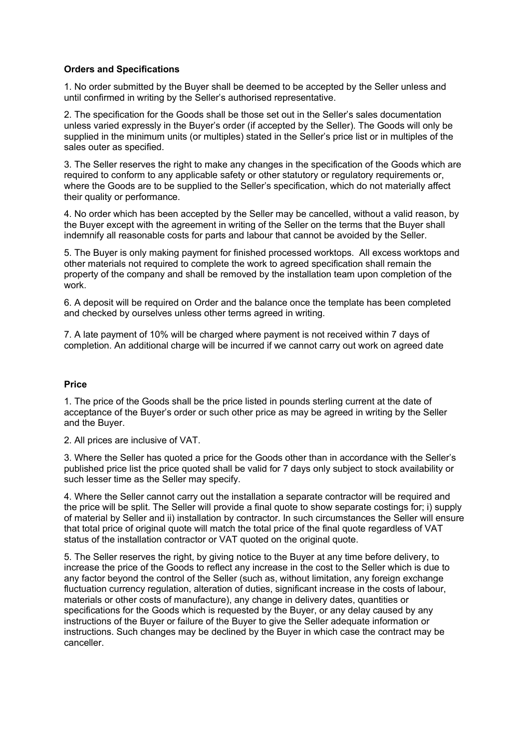**Orders and Specifications**

1. No order submitted by the Buyer shall be deemed to be accepted by the Seller unless and until confirmed in writing by the Seller's authorised representative.

2. The specification for the Goods shall be those set out in the Seller's sales documentation unless varied expressly in the Buyer's order (if accepted by the Seller). The Goods will only be supplied in the minimum units (or multiples) stated in the Seller's price list or in multiples of the sales outer as specified.

3. The Seller reserves the right to make any changes in the specification of the Goods which are required to conform to any applicable safety or other statutory or regulatory requirements or, where the Goods are to be supplied to the Seller's specification, which do not materially affect their quality or performance.

4. No order which has been accepted by the Seller may be cancelled, without a valid reason, by the Buyer except with the agreement in writing of the Seller on the terms that the Buyer shall indemnify all reasonable costs for parts and labour that cannot be avoided by the Seller.

5. The Buyer is only making payment for finished processed worktops. All excess worktops and other materials not required to complete the work to agreed specification shall remain the property of the company and shall be removed by the installation team upon completion of the work.

6. A deposit will be required on Order and the balance once the template has been completed and checked by ourselves unless other terms agreed in writing.

7. A late payment of 10% will be charged where payment is not received within 7 days of completion. An additional charge will be incurred if we cannot carry out work on agreed date

**Price**

1. The price of the Goods shall be the price listed in pounds sterling current at the date of acceptance of the Buyer's order or such other price as may be agreed in writing by the Seller and the Buyer.

2. All prices are inclusive of VAT.

3. Where the Seller has quoted a price for the Goods other than in accordance with the Seller's published price list the price quoted shall be valid for 7 days only subject to stock availability or such lesser time as the Seller may specify.

4. Where the Seller cannot carry out the installation a separate contractor will be required and the price will be split. The Seller will provide a final quote to show separate costings for; i) supply of material by Seller and ii) installation by contractor. In such circumstances the Seller will ensure that total price of original quote will match the total price of the final quote regardless of VAT status of the installation contractor or VAT quoted on the original quote.

5. The Seller reserves the right, by giving notice to the Buyer at any time before delivery, to increase the price of the Goods to reflect any increase in the cost to the Seller which is due to any factor beyond the control of the Seller (such as, without limitation, any foreign exchange fluctuation currency regulation, alteration of duties, significant increase in the costs of labour, materials or other costs of manufacture), any change in delivery dates, quantities or specifications for the Goods which is requested by the Buyer, or any delay caused by any instructions of the Buyer or failure of the Buyer to give the Seller adequate information or instructions. Such changes may be declined by the Buyer in which case the contract may be canceller.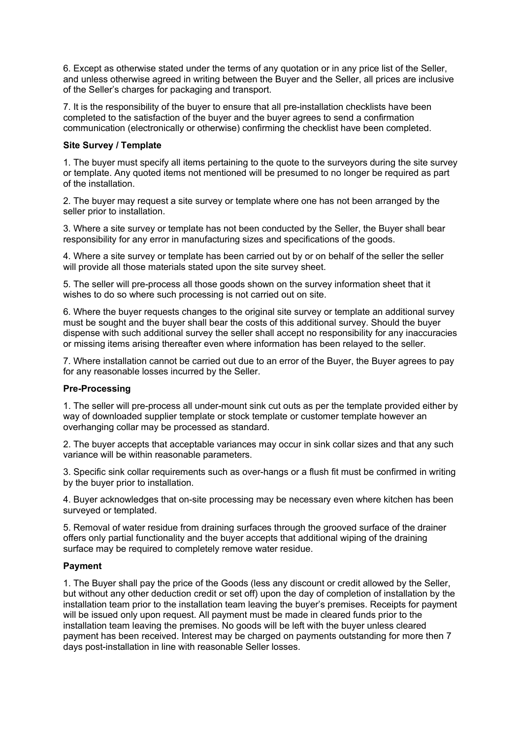6. Except as otherwise stated under the terms of any quotation or in any price list of the Seller, and unless otherwise agreed in writing between the Buyer and the Seller, all prices are inclusive of the Seller's charges for packaging and transport.

7. It is the responsibility of the buyer to ensure that all pre-installation checklists have been completed to the satisfaction of the buyer and the buyer agrees to send a confirmation communication (electronically or otherwise) confirming the checklist have been completed.

**Site Survey / Template**

1. The buyer must specify all items pertaining to the quote to the surveyors during the site survey or template. Any quoted items not mentioned will be presumed to no longer be required as part of the installation.

2. The buyer may request a site survey or template where one has not been arranged by the seller prior to installation.

3. Where a site survey or template has not been conducted by the Seller, the Buyer shall bear responsibility for any error in manufacturing sizes and specifications of the goods.

4. Where a site survey or template has been carried out by or on behalf of the seller the seller will provide all those materials stated upon the site survey sheet.

5. The seller will pre-process all those goods shown on the survey information sheet that it wishes to do so where such processing is not carried out on site.

6. Where the buyer requests changes to the original site survey or template an additional survey must be sought and the buyer shall bear the costs of this additional survey. Should the buyer dispense with such additional survey the seller shall accept no responsibility for any inaccuracies or missing items arising thereafter even where information has been relayed to the seller.

7. Where installation cannot be carried out due to an error of the Buyer, the Buyer agrees to pay for any reasonable losses incurred by the Seller.

**Pre-Processing**

1. The seller will pre-process all under-mount sink cut outs as per the template provided either by way of downloaded supplier template or stock template or customer template however an overhanging collar may be processed as standard.

2. The buyer accepts that acceptable variances may occur in sink collar sizes and that any such variance will be within reasonable parameters.

3. Specific sink collar requirements such as over-hangs or a flush fit must be confirmed in writing by the buyer prior to installation.

4. Buyer acknowledges that on-site processing may be necessary even where kitchen has been surveyed or templated.

5. Removal of water residue from draining surfaces through the grooved surface of the drainer offers only partial functionality and the buyer accepts that additional wiping of the draining surface may be required to completely remove water residue.

**Payment**

1. The Buyer shall pay the price of the Goods (less any discount or credit allowed by the Seller, but without any other deduction credit or set off) upon the day of completion of installation by the installation team prior to the installation team leaving the buyer's premises. Receipts for payment will be issued only upon request. All payment must be made in cleared funds prior to the installation team leaving the premises. No goods will be left with the buyer unless cleared payment has been received. Interest may be charged on payments outstanding for more then 7 days post-installation in line with reasonable Seller losses.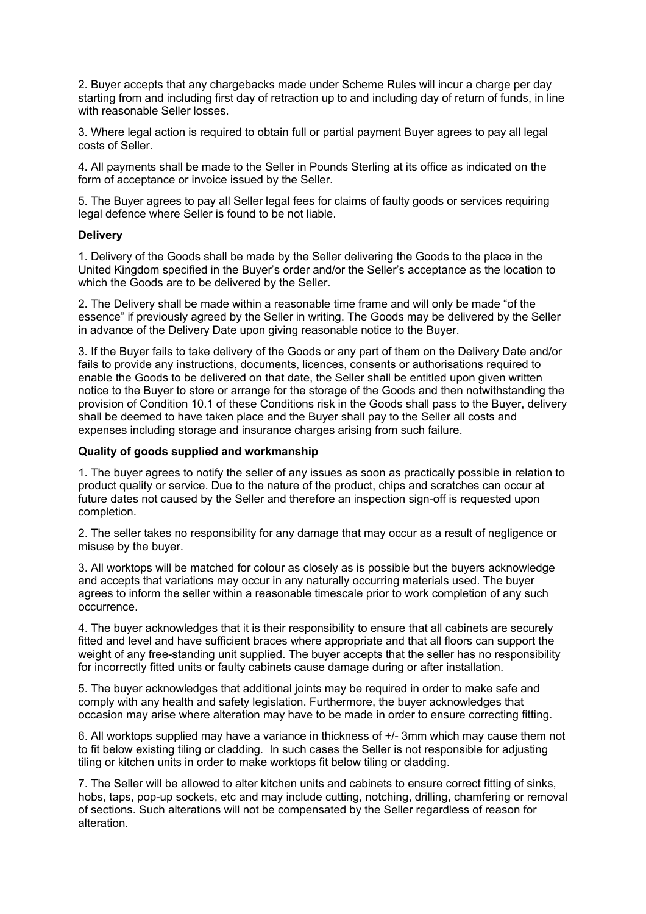2. Buyer accepts that any chargebacks made under Scheme Rules will incur a charge per day starting from and including first day of retraction up to and including day of return of funds, in line with reasonable Seller losses.

3. Where legal action is required to obtain full or partial payment Buyer agrees to pay all legal costs of Seller.

4. All payments shall be made to the Seller in Pounds Sterling at its office as indicated on the form of acceptance or invoice issued by the Seller.

5. The Buyer agrees to pay all Seller legal fees for claims of faulty goods or services requiring legal defence where Seller is found to be not liable.

**Delivery**

1. Delivery of the Goods shall be made by the Seller delivering the Goods to the place in the United Kingdom specified in the Buyer's order and/or the Seller's acceptance as the location to which the Goods are to be delivered by the Seller.

2. The Delivery shall be made within a reasonable time frame and will only be made "of the essence" if previously agreed by the Seller in writing. The Goods may be delivered by the Seller in advance of the Delivery Date upon giving reasonable notice to the Buyer.

3. If the Buyer fails to take delivery of the Goods or any part of them on the Delivery Date and/or fails to provide any instructions, documents, licences, consents or authorisations required to enable the Goods to be delivered on that date, the Seller shall be entitled upon given written notice to the Buyer to store or arrange for the storage of the Goods and then notwithstanding the provision of Condition 10.1 of these Conditions risk in the Goods shall pass to the Buyer, delivery shall be deemed to have taken place and the Buyer shall pay to the Seller all costs and expenses including storage and insurance charges arising from such failure.

**Quality of goods supplied and workmanship**

1. The buyer agrees to notify the seller of any issues as soon as practically possible in relation to product quality or service. Due to the nature of the product, chips and scratches can occur at future dates not caused by the Seller and therefore an inspection sign-off is requested upon completion.

2. The seller takes no responsibility for any damage that may occur as a result of negligence or misuse by the buyer.

3. All worktops will be matched for colour as closely as is possible but the buyers acknowledge and accepts that variations may occur in any naturally occurring materials used. The buyer agrees to inform the seller within a reasonable timescale prior to work completion of any such occurrence.

4. The buyer acknowledges that it is their responsibility to ensure that all cabinets are securely fitted and level and have sufficient braces where appropriate and that all floors can support the weight of any free-standing unit supplied. The buyer accepts that the seller has no responsibility for incorrectly fitted units or faulty cabinets cause damage during or after installation.

5. The buyer acknowledges that additional joints may be required in order to make safe and comply with any health and safety legislation. Furthermore, the buyer acknowledges that occasion may arise where alteration may have to be made in order to ensure correcting fitting.

6. All worktops supplied may have a variance in thickness of +/- 3mm which may cause them not to fit below existing tiling or cladding. In such cases the Seller is not responsible for adjusting tiling or kitchen units in order to make worktops fit below tiling or cladding.

7. The Seller will be allowed to alter kitchen units and cabinets to ensure correct fitting of sinks, hobs, taps, pop-up sockets, etc and may include cutting, notching, drilling, chamfering or removal of sections. Such alterations will not be compensated by the Seller regardless of reason for alteration.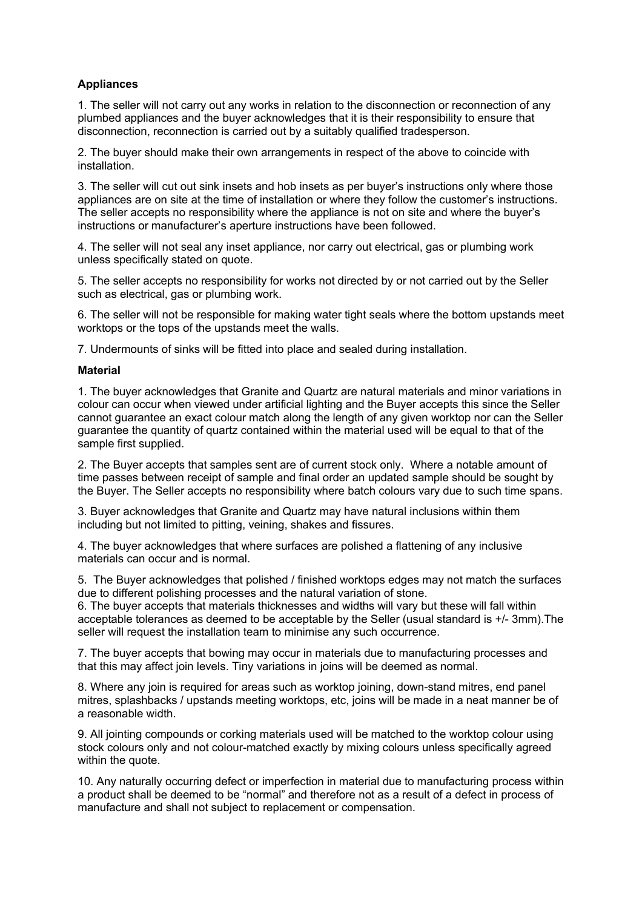**Appliances**

1. The seller will not carry out any works in relation to the disconnection or reconnection of any plumbed appliances and the buyer acknowledges that it is their responsibility to ensure that disconnection, reconnection is carried out by a suitably qualified tradesperson.

2. The buyer should make their own arrangements in respect of the above to coincide with installation.

3. The seller will cut out sink insets and hob insets as per buyer's instructions only where those appliances are on site at the time of installation or where they follow the customer's instructions. The seller accepts no responsibility where the appliance is not on site and where the buyer's instructions or manufacturer's aperture instructions have been followed.

4. The seller will not seal any inset appliance, nor carry out electrical, gas or plumbing work unless specifically stated on quote.

5. The seller accepts no responsibility for works not directed by or not carried out by the Seller such as electrical, gas or plumbing work.

6. The seller will not be responsible for making water tight seals where the bottom upstands meet worktops or the tops of the upstands meet the walls.

7. Undermounts of sinks will be fitted into place and sealed during installation.

**Material**

1. The buyer acknowledges that Granite and Quartz are natural materials and minor variations in colour can occur when viewed under artificial lighting and the Buyer accepts this since the Seller cannot guarantee an exact colour match along the length of any given worktop nor can the Seller guarantee the quantity of quartz contained within the material used will be equal to that of the sample first supplied.

2. The Buyer accepts that samples sent are of current stock only. Where a notable amount of time passes between receipt of sample and final order an updated sample should be sought by the Buyer. The Seller accepts no responsibility where batch colours vary due to such time spans.

3. Buyer acknowledges that Granite and Quartz may have natural inclusions within them including but not limited to pitting, veining, shakes and fissures.

4. The buyer acknowledges that where surfaces are polished a flattening of any inclusive materials can occur and is normal.

5. The Buyer acknowledges that polished / finished worktops edges may not match the surfaces due to different polishing processes and the natural variation of stone.

6. The buyer accepts that materials thicknesses and widths will vary but these will fall within acceptable tolerances as deemed to be acceptable by the Seller (usual standard is +/- 3mm).The seller will request the installation team to minimise any such occurrence.

7. The buyer accepts that bowing may occur in materials due to manufacturing processes and that this may affect join levels. Tiny variations in joins will be deemed as normal.

8. Where any join is required for areas such as worktop joining, down-stand mitres, end panel mitres, splashbacks / upstands meeting worktops, etc, joins will be made in a neat manner be of a reasonable width.

9. All jointing compounds or corking materials used will be matched to the worktop colour using stock colours only and not colour-matched exactly by mixing colours unless specifically agreed within the quote.

10. Any naturally occurring defect or imperfection in material due to manufacturing process within a product shall be deemed to be "normal" and therefore not as a result of a defect in process of manufacture and shall not subject to replacement or compensation.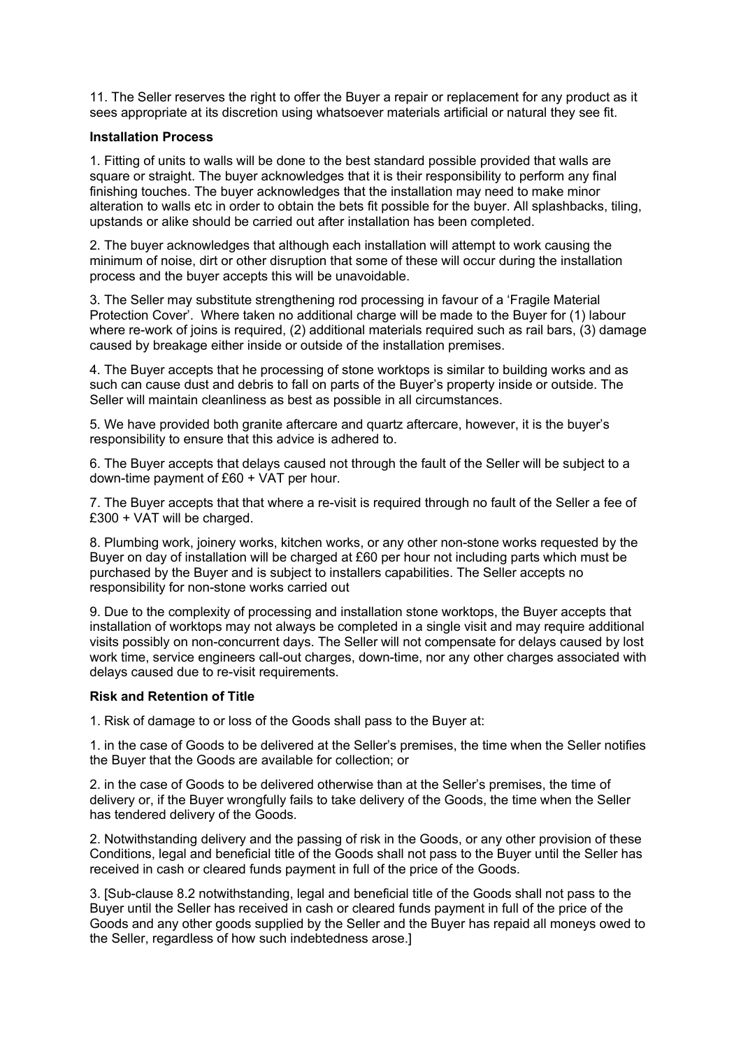11. The Seller reserves the right to offer the Buyer a repair or replacement for any product as it sees appropriate at its discretion using whatsoever materials artificial or natural they see fit.

**Installation Process**

1. Fitting of units to walls will be done to the best standard possible provided that walls are square or straight. The buyer acknowledges that it is their responsibility to perform any final finishing touches. The buyer acknowledges that the installation may need to make minor alteration to walls etc in order to obtain the bets fit possible for the buyer. All splashbacks, tiling, upstands or alike should be carried out after installation has been completed.

2. The buyer acknowledges that although each installation will attempt to work causing the minimum of noise, dirt or other disruption that some of these will occur during the installation process and the buyer accepts this will be unavoidable.

3. The Seller may substitute strengthening rod processing in favour of a 'Fragile Material Protection Cover'. Where taken no additional charge will be made to the Buyer for (1) labour where re-work of joins is required, (2) additional materials required such as rail bars, (3) damage caused by breakage either inside or outside of the installation premises.

4. The Buyer accepts that he processing of stone worktops is similar to building works and as such can cause dust and debris to fall on parts of the Buyer's property inside or outside. The Seller will maintain cleanliness as best as possible in all circumstances.

5. We have provided both granite aftercare and quartz aftercare, however, it is the buyer's responsibility to ensure that this advice is adhered to.

6. The Buyer accepts that delays caused not through the fault of the Seller will be subject to a down-time payment of £60 + VAT per hour.

7. The Buyer accepts that that where a re-visit is required through no fault of the Seller a fee of £300 + VAT will be charged.

8. Plumbing work, joinery works, kitchen works, or any other non-stone works requested by the Buyer on day of installation will be charged at £60 per hour not including parts which must be purchased by the Buyer and is subject to installers capabilities. The Seller accepts no responsibility for non-stone works carried out

9. Due to the complexity of processing and installation stone worktops, the Buyer accepts that installation of worktops may not always be completed in a single visit and may require additional visits possibly on non-concurrent days. The Seller will not compensate for delays caused by lost work time, service engineers call-out charges, down-time, nor any other charges associated with delays caused due to re-visit requirements.

**Risk and Retention of Title**

1. Risk of damage to or loss of the Goods shall pass to the Buyer at:

1. in the case of Goods to be delivered at the Seller's premises, the time when the Seller notifies the Buyer that the Goods are available for collection; or

2. in the case of Goods to be delivered otherwise than at the Seller's premises, the time of delivery or, if the Buyer wrongfully fails to take delivery of the Goods, the time when the Seller has tendered delivery of the Goods.

2. Notwithstanding delivery and the passing of risk in the Goods, or any other provision of these Conditions, legal and beneficial title of the Goods shall not pass to the Buyer until the Seller has received in cash or cleared funds payment in full of the price of the Goods.

3. [Sub-clause 8.2 notwithstanding, legal and beneficial title of the Goods shall not pass to the Buyer until the Seller has received in cash or cleared funds payment in full of the price of the Goods and any other goods supplied by the Seller and the Buyer has repaid all moneys owed to the Seller, regardless of how such indebtedness arose.]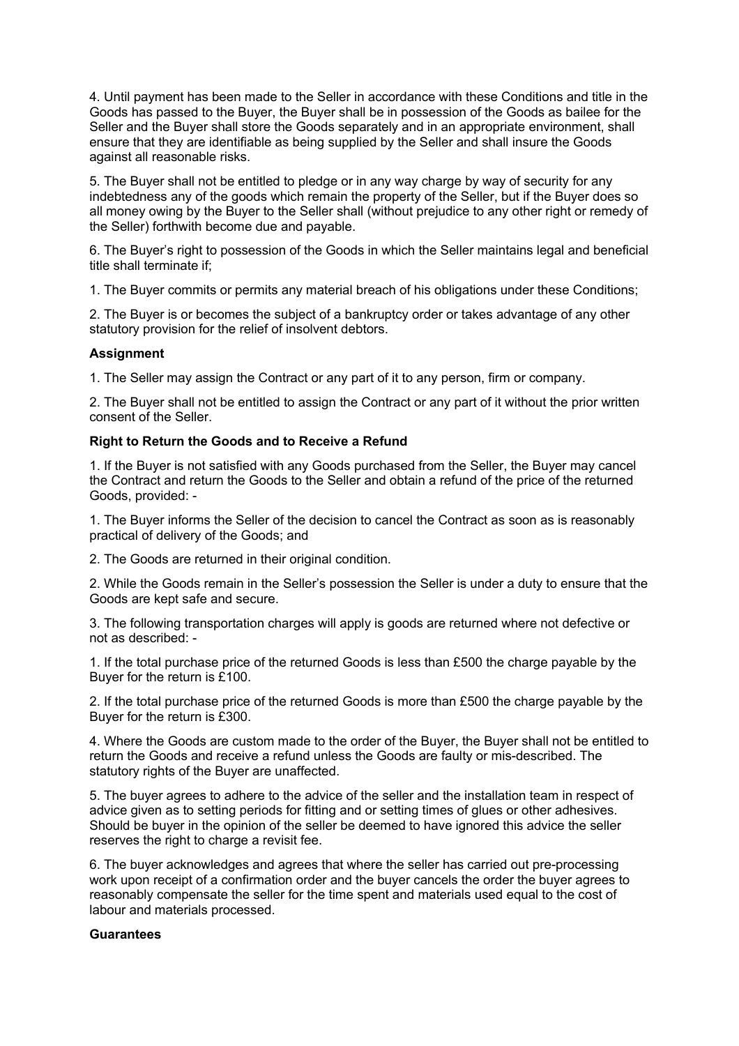4. Until payment has been made to the Seller in accordance with these Conditions and title in the Goods has passed to the Buyer, the Buyer shall be in possession of the Goods as bailee for the Seller and the Buyer shall store the Goods separately and in an appropriate environment, shall ensure that they are identifiable as being supplied by the Seller and shall insure the Goods against all reasonable risks.

5. The Buyer shall not be entitled to pledge or in any way charge by way of security for any indebtedness any of the goods which remain the property of the Seller, but if the Buyer does so all money owing by the Buyer to the Seller shall (without prejudice to any other right or remedy of the Seller) forthwith become due and payable.

6. The Buyer's right to possession of the Goods in which the Seller maintains legal and beneficial title shall terminate if;

1. The Buyer commits or permits any material breach of his obligations under these Conditions;

2. The Buyer is or becomes the subject of a bankruptcy order or takes advantage of any other statutory provision for the relief of insolvent debtors.

**Assignment**

1. The Seller may assign the Contract or any part of it to any person, firm or company.

2. The Buyer shall not be entitled to assign the Contract or any part of it without the prior written consent of the Seller.

**Right to Return the Goods and to Receive a Refund**

1. If the Buyer is not satisfied with any Goods purchased from the Seller, the Buyer may cancel the Contract and return the Goods to the Seller and obtain a refund of the price of the returned Goods, provided: -

1. The Buyer informs the Seller of the decision to cancel the Contract as soon as is reasonably practical of delivery of the Goods; and

2. The Goods are returned in their original condition.

2. While the Goods remain in the Seller's possession the Seller is under a duty to ensure that the Goods are kept safe and secure.

3. The following transportation charges will apply is goods are returned where not defective or not as described: -

1. If the total purchase price of the returned Goods is less than £500 the charge payable by the Buyer for the return is £100.

2. If the total purchase price of the returned Goods is more than £500 the charge payable by the Buyer for the return is £300.

4. Where the Goods are custom made to the order of the Buyer, the Buyer shall not be entitled to return the Goods and receive a refund unless the Goods are faulty or mis-described. The statutory rights of the Buyer are unaffected.

5. The buyer agrees to adhere to the advice of the seller and the installation team in respect of advice given as to setting periods for fitting and or setting times of glues or other adhesives. Should be buyer in the opinion of the seller be deemed to have ignored this advice the seller reserves the right to charge a revisit fee.

6. The buyer acknowledges and agrees that where the seller has carried out pre-processing work upon receipt of a confirmation order and the buyer cancels the order the buyer agrees to reasonably compensate the seller for the time spent and materials used equal to the cost of labour and materials processed.

**Guarantees**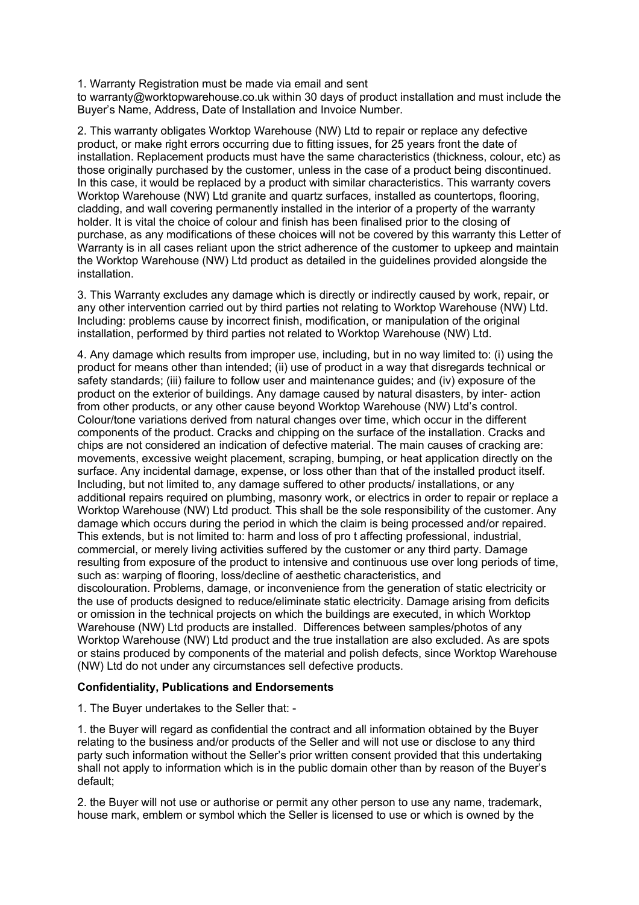1. Warranty Registration must be made via email and sent to warranty@worktopwarehouse.co.uk within 30 days of product installation and must include the Buyer's Name, Address, Date of Installation and Invoice Number.

2. This warranty obligates Worktop Warehouse (NW) Ltd to repair or replace any defective product, or make right errors occurring due to fitting issues, for 25 years front the date of installation. Replacement products must have the same characteristics (thickness, colour, etc) as those originally purchased by the customer, unless in the case of a product being discontinued. In this case, it would be replaced by a product with similar characteristics. This warranty covers Worktop Warehouse (NW) Ltd granite and quartz surfaces, installed as countertops, flooring, cladding, and wall covering permanently installed in the interior of a property of the warranty holder. It is vital the choice of colour and finish has been finalised prior to the closing of purchase, as any modifications of these choices will not be covered by this warranty this Letter of Warranty is in all cases reliant upon the strict adherence of the customer to upkeep and maintain the Worktop Warehouse (NW) Ltd product as detailed in the guidelines provided alongside the installation.

3. This Warranty excludes any damage which is directly or indirectly caused by work, repair, or any other intervention carried out by third parties not relating to Worktop Warehouse (NW) Ltd. Including: problems cause by incorrect finish, modification, or manipulation of the original installation, performed by third parties not related to Worktop Warehouse (NW) Ltd.

4. Any damage which results from improper use, including, but in no way limited to: (i) using the product for means other than intended; (ii) use of product in a way that disregards technical or safety standards; (iii) failure to follow user and maintenance guides; and (iv) exposure of the product on the exterior of buildings. Any damage caused by natural disasters, by inter- action from other products, or any other cause beyond Worktop Warehouse (NW) Ltd's control. Colour/tone variations derived from natural changes over time, which occur in the different components of the product. Cracks and chipping on the surface of the installation. Cracks and chips are not considered an indication of defective material. The main causes of cracking are: movements, excessive weight placement, scraping, bumping, or heat application directly on the surface. Any incidental damage, expense, or loss other than that of the installed product itself. Including, but not limited to, any damage suffered to other products/ installations, or any additional repairs required on plumbing, masonry work, or electrics in order to repair or replace a Worktop Warehouse (NW) Ltd product. This shall be the sole responsibility of the customer. Any damage which occurs during the period in which the claim is being processed and/or repaired. This extends, but is not limited to: harm and loss of pro t affecting professional, industrial, commercial, or merely living activities suffered by the customer or any third party. Damage resulting from exposure of the product to intensive and continuous use over long periods of time, such as: warping of flooring, loss/decline of aesthetic characteristics, and discolouration. Problems, damage, or inconvenience from the generation of static electricity or the use of products designed to reduce/eliminate static electricity. Damage arising from deficits or omission in the technical projects on which the buildings are executed, in which Worktop Warehouse (NW) Ltd products are installed. Differences between samples/photos of any Worktop Warehouse (NW) Ltd product and the true installation are also excluded. As are spots or stains produced by components of the material and polish defects, since Worktop Warehouse (NW) Ltd do not under any circumstances sell defective products.

**Confidentiality, Publications and Endorsements**

1. The Buyer undertakes to the Seller that: -

1. the Buyer will regard as confidential the contract and all information obtained by the Buyer relating to the business and/or products of the Seller and will not use or disclose to any third party such information without the Seller's prior written consent provided that this undertaking shall not apply to information which is in the public domain other than by reason of the Buyer's default;

2. the Buyer will not use or authorise or permit any other person to use any name, trademark, house mark, emblem or symbol which the Seller is licensed to use or which is owned by the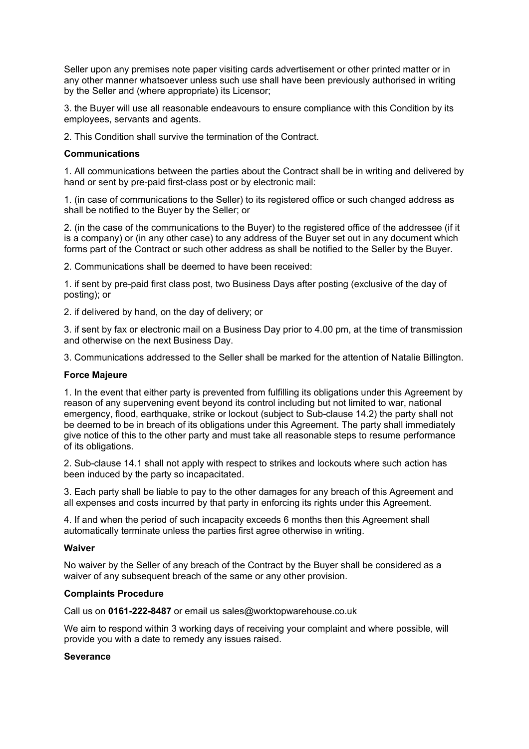Seller upon any premises note paper visiting cards advertisement or other printed matter or in any other manner whatsoever unless such use shall have been previously authorised in writing by the Seller and (where appropriate) its Licensor;

3. the Buyer will use all reasonable endeavours to ensure compliance with this Condition by its employees, servants and agents.

2. This Condition shall survive the termination of the Contract.

**Communications**

1. All communications between the parties about the Contract shall be in writing and delivered by hand or sent by pre-paid first-class post or by electronic mail:

1. (in case of communications to the Seller) to its registered office or such changed address as shall be notified to the Buyer by the Seller; or

2. (in the case of the communications to the Buyer) to the registered office of the addressee (if it is a company) or (in any other case) to any address of the Buyer set out in any document which forms part of the Contract or such other address as shall be notified to the Seller by the Buyer.

2. Communications shall be deemed to have been received:

1. if sent by pre-paid first class post, two Business Days after posting (exclusive of the day of posting); or

2. if delivered by hand, on the day of delivery; or

3. if sent by fax or electronic mail on a Business Day prior to 4.00 pm, at the time of transmission and otherwise on the next Business Day.

3. Communications addressed to the Seller shall be marked for the attention of Natalie Billington.

**Force Majeure**

1. In the event that either party is prevented from fulfilling its obligations under this Agreement by reason of any supervening event beyond its control including but not limited to war, national emergency, flood, earthquake, strike or lockout (subject to Sub-clause 14.2) the party shall not be deemed to be in breach of its obligations under this Agreement. The party shall immediately give notice of this to the other party and must take all reasonable steps to resume performance of its obligations.

2. Sub-clause 14.1 shall not apply with respect to strikes and lockouts where such action has been induced by the party so incapacitated.

3. Each party shall be liable to pay to the other damages for any breach of this Agreement and all expenses and costs incurred by that party in enforcing its rights under this Agreement.

4. If and when the period of such incapacity exceeds 6 months then this Agreement shall automatically terminate unless the parties first agree otherwise in writing.

**Waiver**

No waiver by the Seller of any breach of the Contract by the Buyer shall be considered as a waiver of any subsequent breach of the same or any other provision.

**Complaints Procedure**

Call us on **0161-222-8487** or email us sales@worktopwarehouse.co.uk

We aim to respond within 3 working days of receiving your complaint and where possible, will provide you with a date to remedy any issues raised.

**Severance**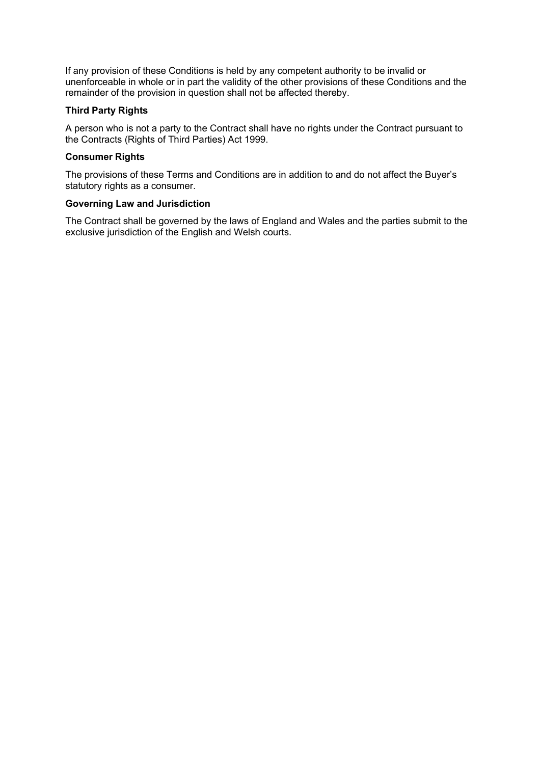If any provision of these Conditions is held by any competent authority to be invalid or unenforceable in whole or in part the validity of the other provisions of these Conditions and the remainder of the provision in question shall not be affected thereby.

**Third Party Rights**

A person who is not a party to the Contract shall have no rights under the Contract pursuant to the Contracts (Rights of Third Parties) Act 1999.

**Consumer Rights**

The provisions of these Terms and Conditions are in addition to and do not affect the Buyer's statutory rights as a consumer.

**Governing Law and Jurisdiction**

The Contract shall be governed by the laws of England and Wales and the parties submit to the exclusive jurisdiction of the English and Welsh courts.